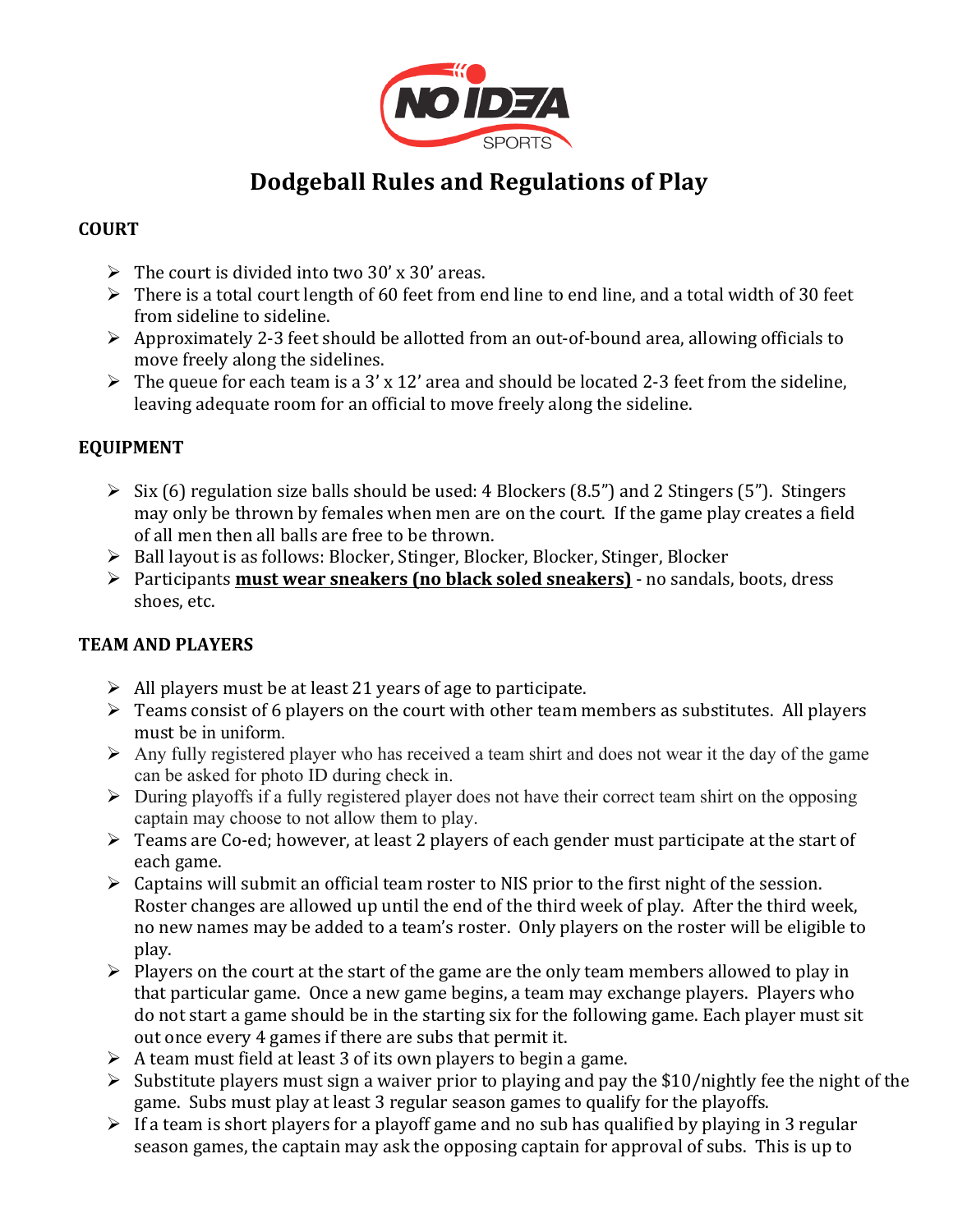# Dodgeball Rules and Regulations of Play

## COURT

- The court is divided into two 30' x 30' areas.
- There is a total court length of 60 feet from end line to end line, and a total width of 30 feet from sideline to sideline.
- Approximately 2-3 feet should be allotted from an out-of-bound area, allowing officials to move freely along the sidelines.
- The queue for each team is a 3' x 12' area and should be located 2-3 feet from the sideline, leaving adequate room for an official to move freely along the sideline.

## EQUIPMENT

- Six (6) regulation size balls should be used: 4 Blockers (8.5") and 2 Stingers (5"). Stingers may only be thrown by females when men are on the court. If the game play creates a field of all men then all balls are free to be thrown.
- Ball layout is as follows: Blocker, Stinger, Blocker, Blocker, Stinger, Blocker
- Participants **must wear sneakers (no black soled sneakers)** - no sandals, boots, dress shoes, etc.

## TEAM AND PLAYERS

- All players must be at least 21 years of age to participate.
- Teams consist of 6 players on the court with other team members as substitutes. All players must be in uniform.
- Any fully registered player who has received a team shirt and does not wear it the day of the game can be asked for photo ID during check in.
- During playoffs if a fully registered player does not have their correct team shirt on the opposing captain may choose to not allow them to play.
- Teams are Co-ed; however, at least 2 players of each gender must participate at the start of each game.
- Captains will submit an official team roster to NIS prior to the first night of the session. Roster changes are allowed up until the end of the third week of play. After the third week, no new names may be added to a team's roster. Only players on the roster will be eligible to play.
- Players on the court at the start of the game are the only team members allowed to play in that particular game. Once a new game begins, a team may exchange players. Players who do not start a game should be in the starting six for the following game. Each player must sit out once every 4 games if there are subs that permit it.
- A team must field at least 3 of its own players to begin a game.
- Substitute players must sign a waiver prior to playing and pay the $10/nightly fee the night of the game. Subs must play at least 3 regular season games to qualify for the playoffs.
- If a team is short players for a playoff game and no sub has qualified by playing in 3 regular season games, the captain may ask the opposing captain for approval of subs. This is up to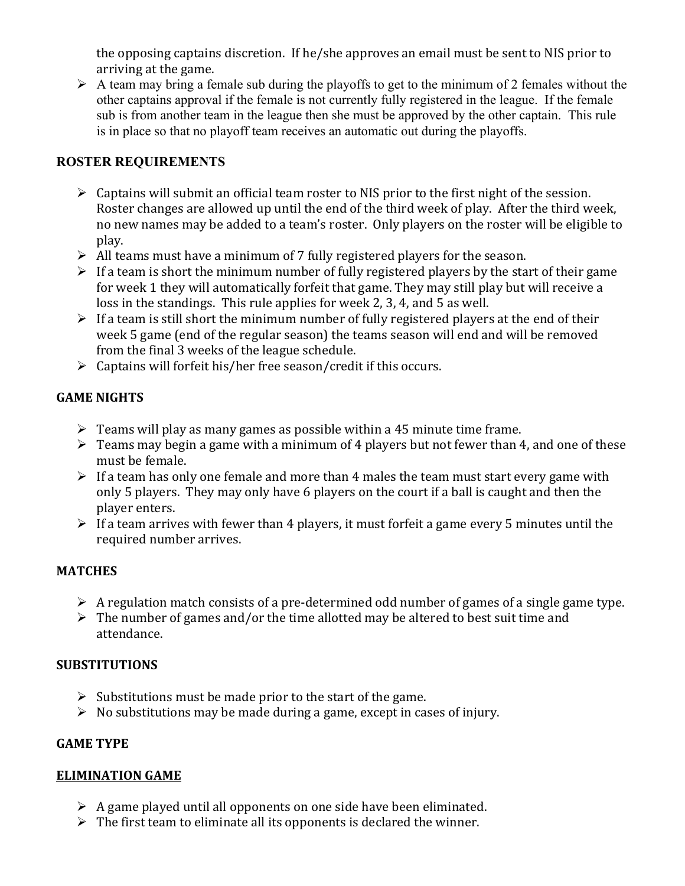the opposing captains discretion. If he/she approves an email must be sent to NIS prior to arriving at the game.

- A team may bring a female sub during the playoffs to get to the minimum of 2 females without the other captains approval if the female is not currently fully registered in the league. If the female sub is from another team in the league then she must be approved by the other captain. This rule is in place so that no playoff team receives an automatic out during the playoffs.

## ROSTER REQUIREMENTS

- Captains will submit an official team roster to NIS prior to the first night of the session. Roster changes are allowed up until the end of the third week of play. After the third week, no new names may be added to a team's roster. Only players on the roster will be eligible to play.
- All teams must have a minimum of 7 fully registered players for the season.
- If a team is short the minimum number of fully registered players by the start of their game for week 1 they will automatically forfeit that game. They may still play but will receive a loss in the standings. This rule applies for week 2, 3, 4, and 5 as well.
- If a team is still short the minimum number of fully registered players at the end of their week 5 game (end of the regular season) the teams season will end and will be removed from the final 3 weeks of the league schedule.
- Captains will forfeit his/her free season/credit if this occurs.

## GAME NIGHTS

- Teams will play as many games as possible within a 45 minute time frame.
- Teams may begin a game with a minimum of 4 players but not fewer than 4, and one of these must be female.
- If a team has only one female and more than 4 males the team must start every game with only 5 players. They may only have 6 players on the court if a ball is caught and then the player enters.
- If a team arrives with fewer than 4 players, it must forfeit a game every 5 minutes until the required number arrives.

## MATCHES

- A regulation match consists of a pre-determined odd number of games of a single game type.
- The number of games and/or the time allotted may be altered to best suit time and attendance.

## SUBSTITUTIONS

- Substitutions must be made prior to the start of the game.
- No substitutions may be made during a game, except in cases of injury.

## GAME TYPE

### ELIMINATION GAME

- A game played until all opponents on one side have been eliminated.
- The first team to eliminate all its opponents is declared the winner.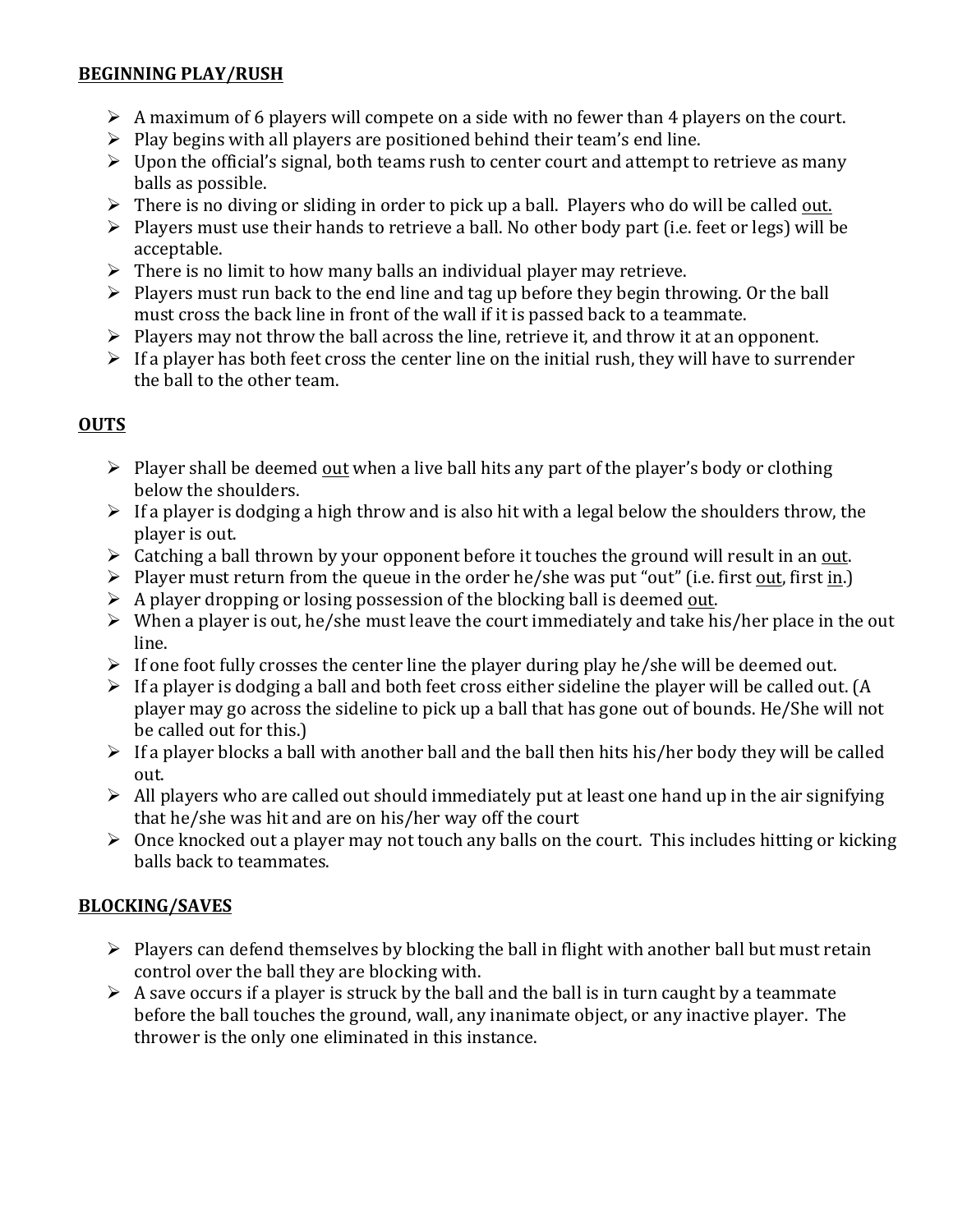**BEGINNING PLAY/RUSH**

- A maximum of 6 players will compete on a side with no fewer than 4 players on the court.
- Play begins with all players are positioned behind their team's end line.
- Upon the official's signal, both teams rush to center court and attempt to retrieve as many balls as possible.
- There is no diving or sliding in order to pick up a ball. Players who do will be called out.
- Players must use their hands to retrieve a ball. No other body part (i.e. feet or legs) will be acceptable.
- There is no limit to how many balls an individual player may retrieve.
- Players must run back to the end line and tag up before they begin throwing. Or the ball must cross the back line in front of the wall if it is passed back to a teammate.
- Players may not throw the ball across the line, retrieve it, and throw it at an opponent.
- If a player has both feet cross the center line on the initial rush, they will have to surrender the ball to the other team.

**OUTS**

- Player shall be deemed out when a live ball hits any part of the player's body or clothing below the shoulders.
- If a player is dodging a high throw and is also hit with a legal below the shoulders throw, the player is out.
- Catching a ball thrown by your opponent before it touches the ground will result in an out.
- Player must return from the queue in the order he/she was put "out" (i.e. first out, first in.)
- A player dropping or losing possession of the blocking ball is deemed out.
- When a player is out, he/she must leave the court immediately and take his/her place in the out line.
- If one foot fully crosses the center line the player during play he/she will be deemed out.
- If a player is dodging a ball and both feet cross either sideline the player will be called out. (A player may go across the sideline to pick up a ball that has gone out of bounds. He/She will not be called out for this.)
- If a player blocks a ball with another ball and the ball then hits his/her body they will be called out.
- All players who are called out should immediately put at least one hand up in the air signifying that he/she was hit and are on his/her way off the court
- Once knocked out a player may not touch any balls on the court. This includes hitting or kicking balls back to teammates.

**BLOCKING/SAVES**

- Players can defend themselves by blocking the ball in flight with another ball but must retain control over the ball they are blocking with.
- A save occurs if a player is struck by the ball and the ball is in turn caught by a teammate before the ball touches the ground, wall, any inanimate object, or any inactive player. The thrower is the only one eliminated in this instance.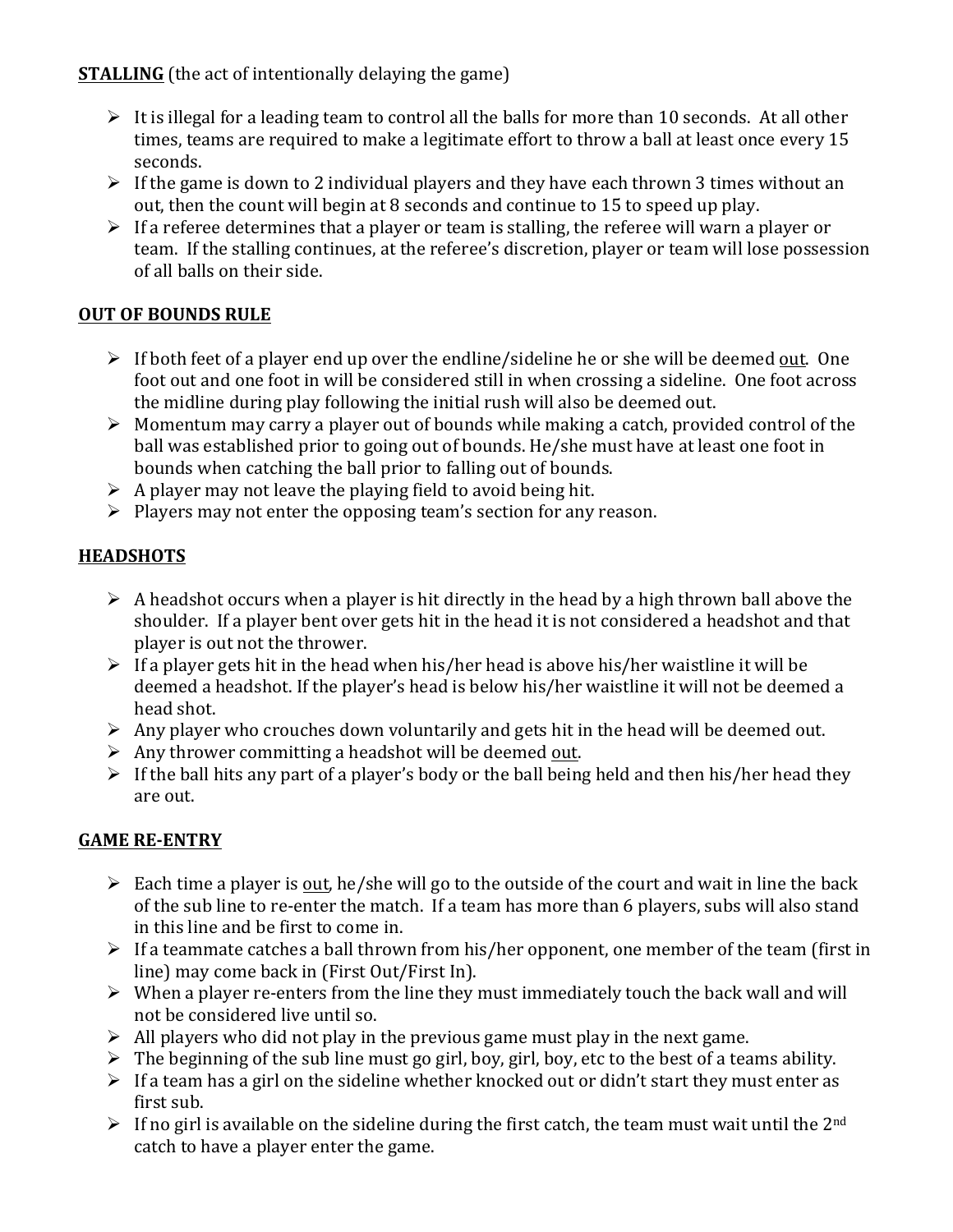**STALLING** (the act of intentionally delaying the game)

- It is illegal for a leading team to control all the balls for more than 10 seconds. At all other times, teams are required to make a legitimate effort to throw a ball at least once every 15 seconds.
- If the game is down to 2 individual players and they have each thrown 3 times without an out, then the count will begin at 8 seconds and continue to 15 to speed up play.
- If a referee determines that a player or team is stalling, the referee will warn a player or team. If the stalling continues, at the referee's discretion, player or team will lose possession of all balls on their side.

**OUT OF BOUNDS RULE**

- If both feet of a player end up over the endline/sideline he or she will be deemed <u>out</u>. One foot out and one foot in will be considered still in when crossing a sideline. One foot across the midline during play following the initial rush will also be deemed out.
- Momentum may carry a player out of bounds while making a catch, provided control of the ball was established prior to going out of bounds. He/she must have at least one foot in bounds when catching the ball prior to falling out of bounds.
- A player may not leave the playing field to avoid being hit.
- Players may not enter the opposing team's section for any reason.

**HEADSHOTS**

- A headshot occurs when a player is hit directly in the head by a high thrown ball above the shoulder. If a player bent over gets hit in the head it is not considered a headshot and that player is out not the thrower.
- If a player gets hit in the head when his/her head is above his/her waistline it will be deemed a headshot. If the player's head is below his/her waistline it will not be deemed a head shot.
- Any player who crouches down voluntarily and gets hit in the head will be deemed out.
- Any thrower committing a headshot will be deemed <u>out</u>.
- If the ball hits any part of a player's body or the ball being held and then his/her head they are out.

**GAME RE-ENTRY**

- Each time a player is <u>out</u>, he/she will go to the outside of the court and wait in line the back of the sub line to re-enter the match. If a team has more than 6 players, subs will also stand in this line and be first to come in.
- If a teammate catches a ball thrown from his/her opponent, one member of the team (first in line) may come back in (First Out/First In).
- When a player re-enters from the line they must immediately touch the back wall and will not be considered live until so.
- All players who did not play in the previous game must play in the next game.
- The beginning of the sub line must go girl, boy, girl, boy, etc to the best of a teams ability.
- If a team has a girl on the sideline whether knocked out or didn't start they must enter as first sub.
- If no girl is available on the sideline during the first catch, the team must wait until the 2nd catch to have a player enter the game.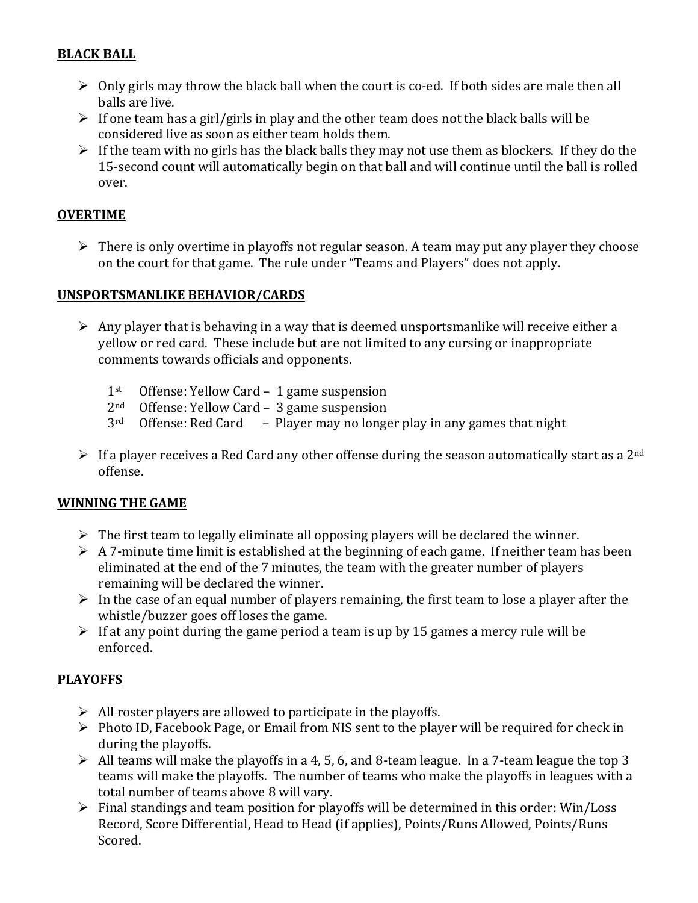## BLACK BALL

- Only girls may throw the black ball when the court is co-ed. If both sides are male then all balls are live.
- If one team has a girl/girls in play and the other team does not the black balls will be considered live as soon as either team holds them.
- If the team with no girls has the black balls they may not use them as blockers. If they do the 15-second count will automatically begin on that ball and will continue until the ball is rolled over.

## OVERTIME

- There is only overtime in playoffs not regular season. A team may put any player they choose on the court for that game. The rule under "Teams and Players" does not apply.

## UNSPORTSMANLIKE BEHAVIOR/CARDS

- Any player that is behaving in a way that is deemed unsportsmanlike will receive either a yellow or red card. These include but are not limited to any cursing or inappropriate comments towards officials and opponents.

  1st Offense: Yellow Card – 1 game suspension
  2nd Offense: Yellow Card – 3 game suspension
  3rd Offense: Red Card – Player may no longer play in any games that night

- If a player receives a Red Card any other offense during the season automatically start as a 2nd offense.

## WINNING THE GAME

- The first team to legally eliminate all opposing players will be declared the winner.
- A 7-minute time limit is established at the beginning of each game. If neither team has been eliminated at the end of the 7 minutes, the team with the greater number of players remaining will be declared the winner.
- In the case of an equal number of players remaining, the first team to lose a player after the whistle/buzzer goes off loses the game.
- If at any point during the game period a team is up by 15 games a mercy rule will be enforced.

## PLAYOFFS

- All roster players are allowed to participate in the playoffs.
- Photo ID, Facebook Page, or Email from NIS sent to the player will be required for check in during the playoffs.
- All teams will make the playoffs in a 4, 5, 6, and 8-team league. In a 7-team league the top 3 teams will make the playoffs. The number of teams who make the playoffs in leagues with a total number of teams above 8 will vary.
- Final standings and team position for playoffs will be determined in this order: Win/Loss Record, Score Differential, Head to Head (if applies), Points/Runs Allowed, Points/Runs Scored.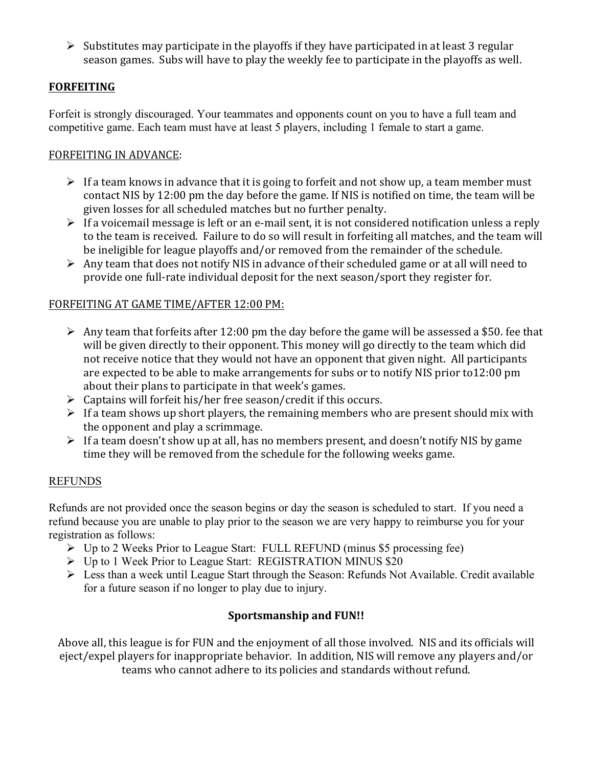- Substitutes may participate in the playoffs if they have participated in at least 3 regular season games. Subs will have to play the weekly fee to participate in the playoffs as well.

## FORFEITING

Forfeit is strongly discouraged. Your teammates and opponents count on you to have a full team and competitive game. Each team must have at least 5 players, including 1 female to start a game.

### FORFEITING IN ADVANCE:

- If a team knows in advance that it is going to forfeit and not show up, a team member must contact NIS by 12:00 pm the day before the game. If NIS is notified on time, the team will be given losses for all scheduled matches but no further penalty.
- If a voicemail message is left or an e-mail sent, it is not considered notification unless a reply to the team is received. Failure to do so will result in forfeiting all matches, and the team will be ineligible for league playoffs and/or removed from the remainder of the schedule.
- Any team that does not notify NIS in advance of their scheduled game or at all will need to provide one full-rate individual deposit for the next season/sport they register for.

### FORFEITING AT GAME TIME/AFTER 12:00 PM:

- Any team that forfeits after 12:00 pm the day before the game will be assessed a $50. fee that will be given directly to their opponent. This money will go directly to the team which did not receive notice that they would not have an opponent that given night. All participants are expected to be able to make arrangements for subs or to notify NIS prior to12:00 pm about their plans to participate in that week's games.
- Captains will forfeit his/her free season/credit if this occurs.
- If a team shows up short players, the remaining members who are present should mix with the opponent and play a scrimmage.
- If a team doesn't show up at all, has no members present, and doesn't notify NIS by game time they will be removed from the schedule for the following weeks game.

## REFUNDS

Refunds are not provided once the season begins or day the season is scheduled to start. If you need a refund because you are unable to play prior to the season we are very happy to reimburse you for your registration as follows:

- Up to 2 Weeks Prior to League Start: FULL REFUND (minus $5 processing fee)
- Up to 1 Week Prior to League Start: REGISTRATION MINUS $20
- Less than a week until League Start through the Season: Refunds Not Available. Credit available for a future season if no longer to play due to injury.

## Sportsmanship and FUN!!

Above all, this league is for FUN and the enjoyment of all those involved. NIS and its officials will eject/expel players for inappropriate behavior. In addition, NIS will remove any players and/or teams who cannot adhere to its policies and standards without refund.